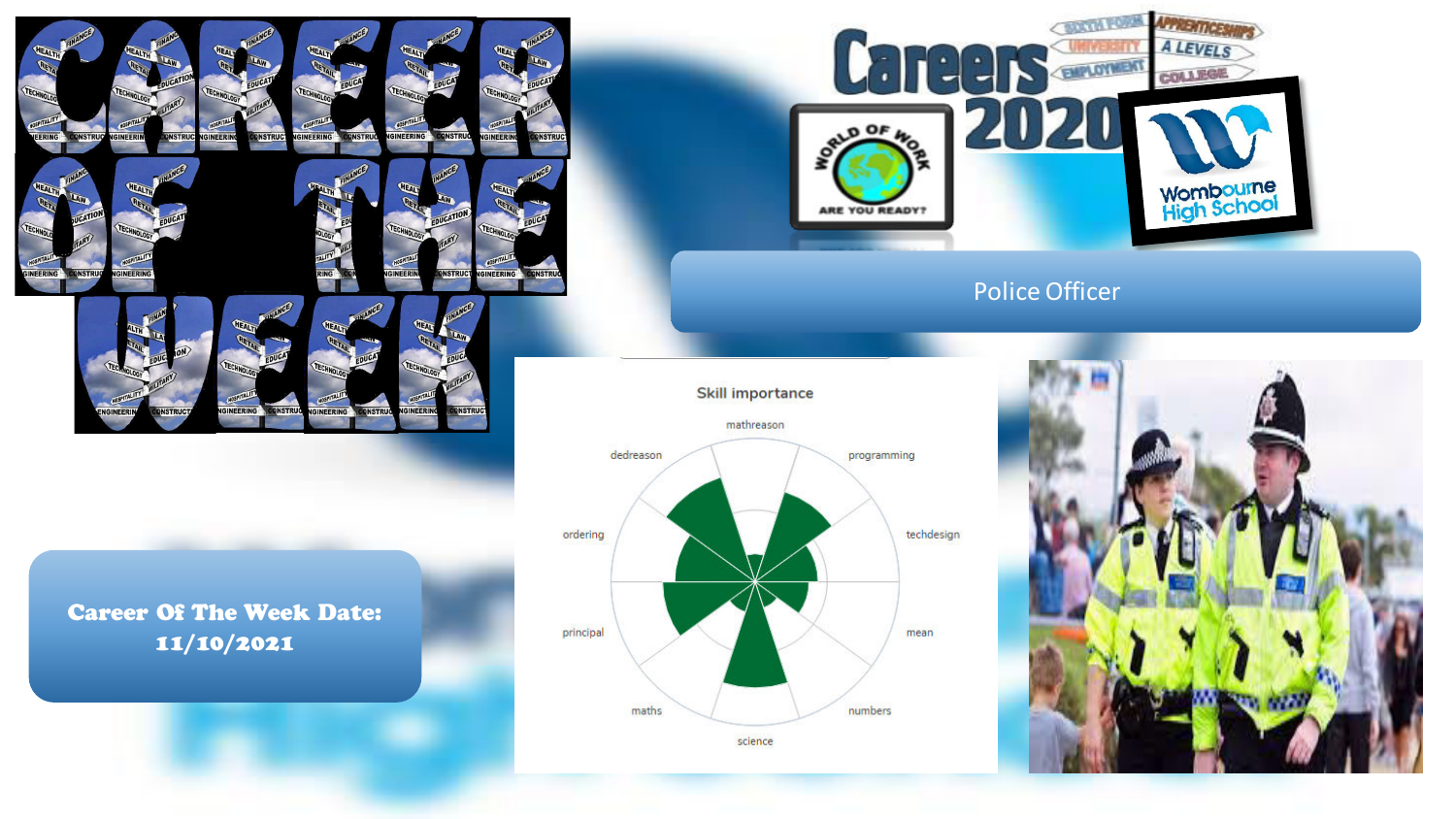# CAREER OF THE WEEK

Careers 2020

SIXTH FORM · UNIVERSITY · EMPLOYMENT · APPRENTICESHIPS · A LEVELS · COLLEGE

WORLD OF WORK — ARE YOU READY?

Wombourne High School

## Police Officer

**Career Of The Week Date: 11/10/2021**

Skill importance

mathreason, programming, techdesign, mean, numbers, science, maths, principal, ordering, dedreason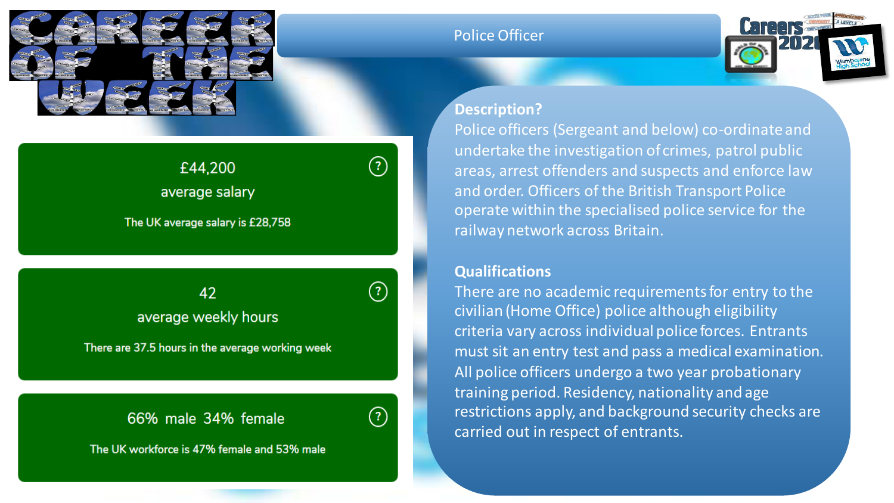# Career of the Week

## Police Officer

£44,200
average salary

The UK average salary is £28,758

42
average weekly hours

There are 37.5 hours in the average working week

66% male 34% female

The UK workforce is 47% female and 53% male

**Description?**

Police officers (Sergeant and below) co-ordinate and undertake the investigation of crimes, patrol public areas, arrest offenders and suspects and enforce law and order. Officers of the British Transport Police operate within the specialised police service for the railway network across Britain.

**Qualifications**

There are no academic requirements for entry to the civilian (Home Office) police although eligibility criteria vary across individual police forces. Entrants must sit an entry test and pass a medical examination. All police officers undergo a two year probationary training period. Residency, nationality and age restrictions apply, and background security checks are carried out in respect of entrants.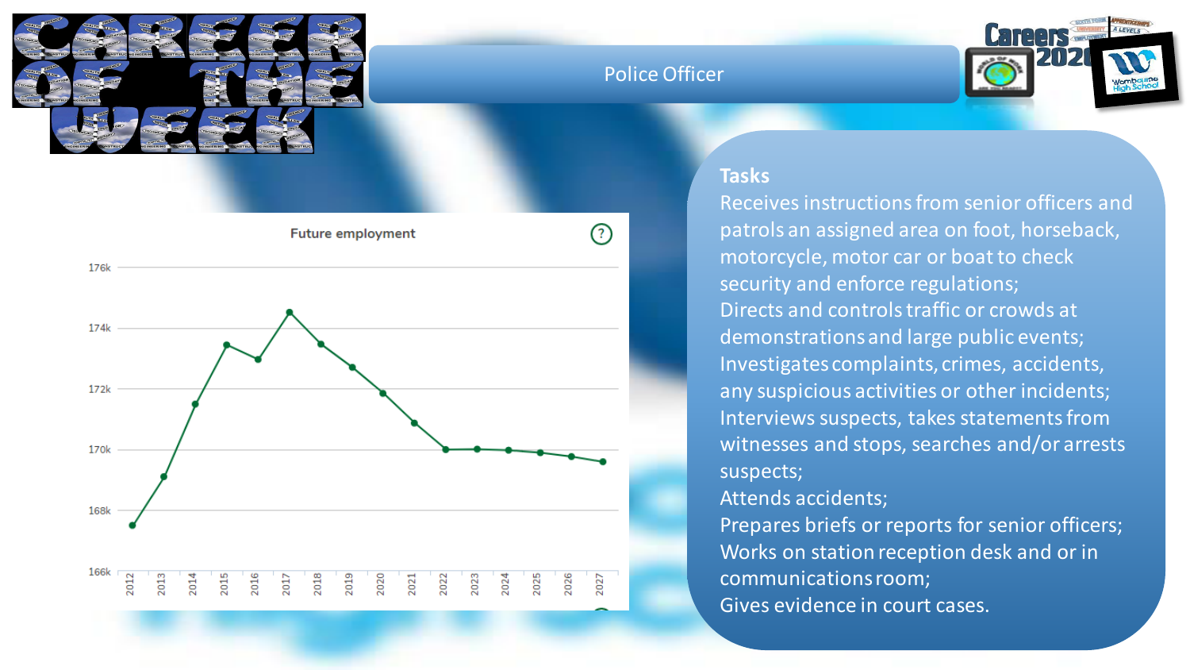# Police Officer

CAREER OF THE WEEK

Careers 2020

Wombwell High School

**Future employment**

| Year | Employment |
|---|---|
| 2012 | 167.5k |
| 2013 | 169.1k |
| 2014 | 171.5k |
| 2015 | 173.5k |
| 2016 | 173.0k |
| 2017 | 174.5k |
| 2018 | 173.5k |
| 2019 | 172.7k |
| 2020 | 171.9k |
| 2021 | 170.9k |
| 2022 | 170.0k |
| 2023 | 170.0k |
| 2024 | 170.0k |
| 2025 | 169.9k |
| 2026 | 169.8k |
| 2027 | 169.6k |

## Tasks

Receives instructions from senior officers and patrols an assigned area on foot, horseback, motorcycle, motor car or boat to check security and enforce regulations;

Directs and controls traffic or crowds at demonstrations and large public events;

Investigates complaints, crimes, accidents, any suspicious activities or other incidents;

Interviews suspects, takes statements from witnesses and stops, searches and/or arrests suspects;

Attends accidents;

Prepares briefs or reports for senior officers;

Works on station reception desk and or in communications room;

Gives evidence in court cases.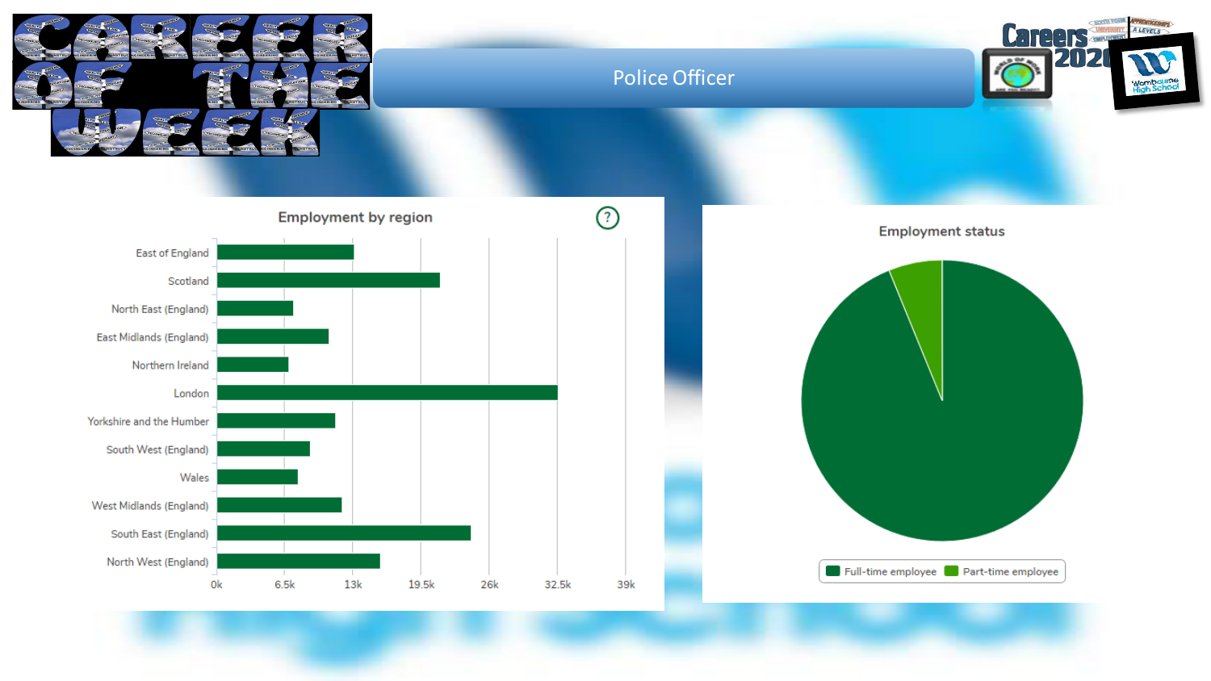CAREER OF THE WEEK

# Police Officer

## Employment by region

East of England
Scotland
North East (England)
East Midlands (England)
Northern Ireland
London
Yorkshire and the Humber
South West (England)
Wales
West Midlands (England)
South East (England)
North West (England)

0k
6.5k
13k
19.5k
26k
32.5k
39k

## Employment status

Full-time employee
Part-time employee